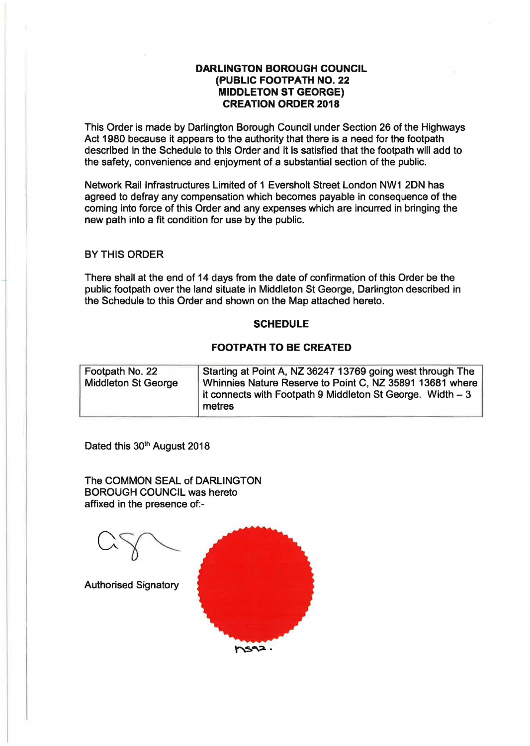# DARLINGTON BOROUGH COUNCIL
# (PUBLIC FOOTPATH NO. 22
# MIDDLETON ST GEORGE)
# CREATION ORDER 2018

This Order is made by Darlington Borough Council under Section 26 of the Highways Act 1980 because it appears to the authority that there is a need for the footpath described in the Schedule to this Order and it is satisfied that the footpath will add to the safety, convenience and enjoyment of a substantial section of the public.

Network Rail Infrastructures Limited of 1 Eversholt Street London NW1 2DN has agreed to defray any compensation which becomes payable in consequence of the coming into force of this Order and any expenses which are incurred in bringing the new path into a fit condition for use by the public.

BY THIS ORDER

There shall at the end of 14 days from the date of confirmation of this Order be the public footpath over the land situate in Middleton St George, Darlington described in the Schedule to this Order and shown on the Map attached hereto.

## SCHEDULE

## FOOTPATH TO BE CREATED

| | |
|---|---|
| Footpath No. 22 Middleton St George | Starting at Point A, NZ 36247 13769 going west through The Whinnies Nature Reserve to Point C, NZ 35891 13681 where it connects with Footpath 9 Middleton St George. Width – 3 metres |

Dated this 30th August 2018

The COMMON SEAL of DARLINGTON BOROUGH COUNCIL was hereto affixed in the presence of:-

Authorised Signatory

ns92.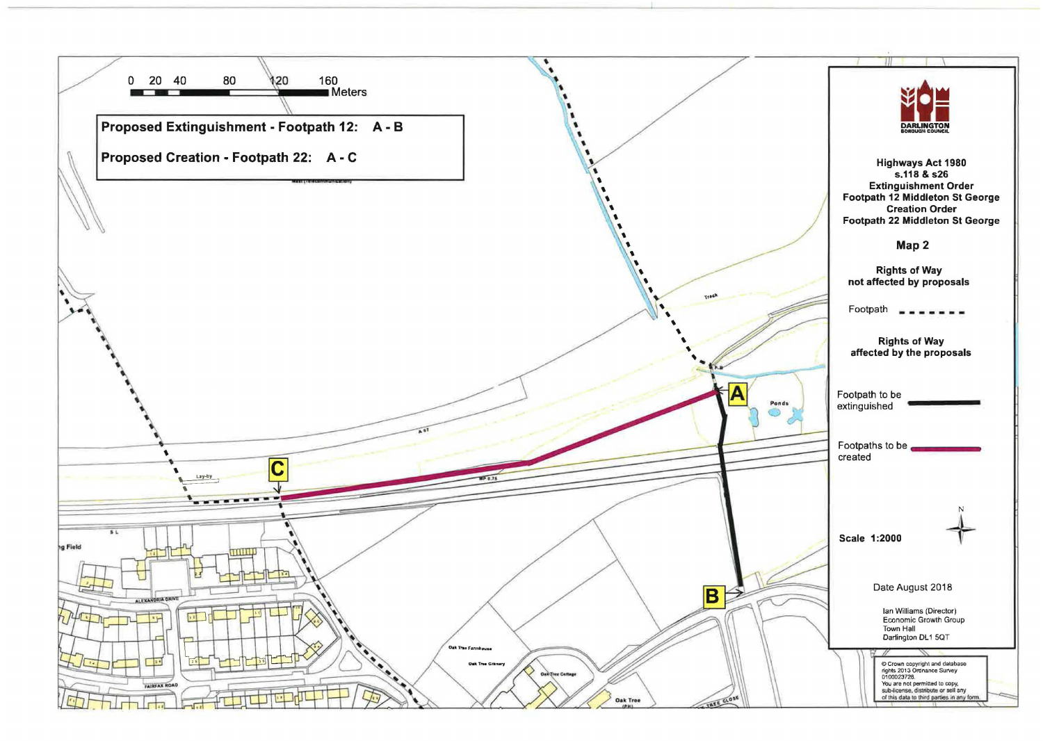**Proposed Extinguishment - Footpath 12: A - B**

**Proposed Creation - Footpath 22: A - C**

0 20 40 80 120 160 Meters

**DARLINGTON BOROUGH COUNCIL**

**Highways Act 1980**
**s.118 & s26**
**Extinguishment Order**
**Footpath 12 Middleton St George**
**Creation Order**
**Footpath 22 Middleton St George**

**Map 2**

**Rights of Way not affected by proposals**

Footpath

**Rights of Way affected by the proposals**

Footpath to be extinguished

Footpaths to be created

**Scale 1:2000**

Date August 2018

Ian Williams (Director)
Economic Growth Group
Town Hall
Darlington DL1 5QT

© Crown copyright and database rights 2013 Ordnance Survey 0100023728.
You are not permitted to copy, sub-license, distribute or sell any of this data to third parties in any form.

A

B

C

Track

Ponds

A 67

Lay-by

MP 0.75

Alexandria Drive

Fairfax Road

Oak Tree Farmhouse

Oak Tree Granary

Oak Tree Cottage

Oak Tree (PH)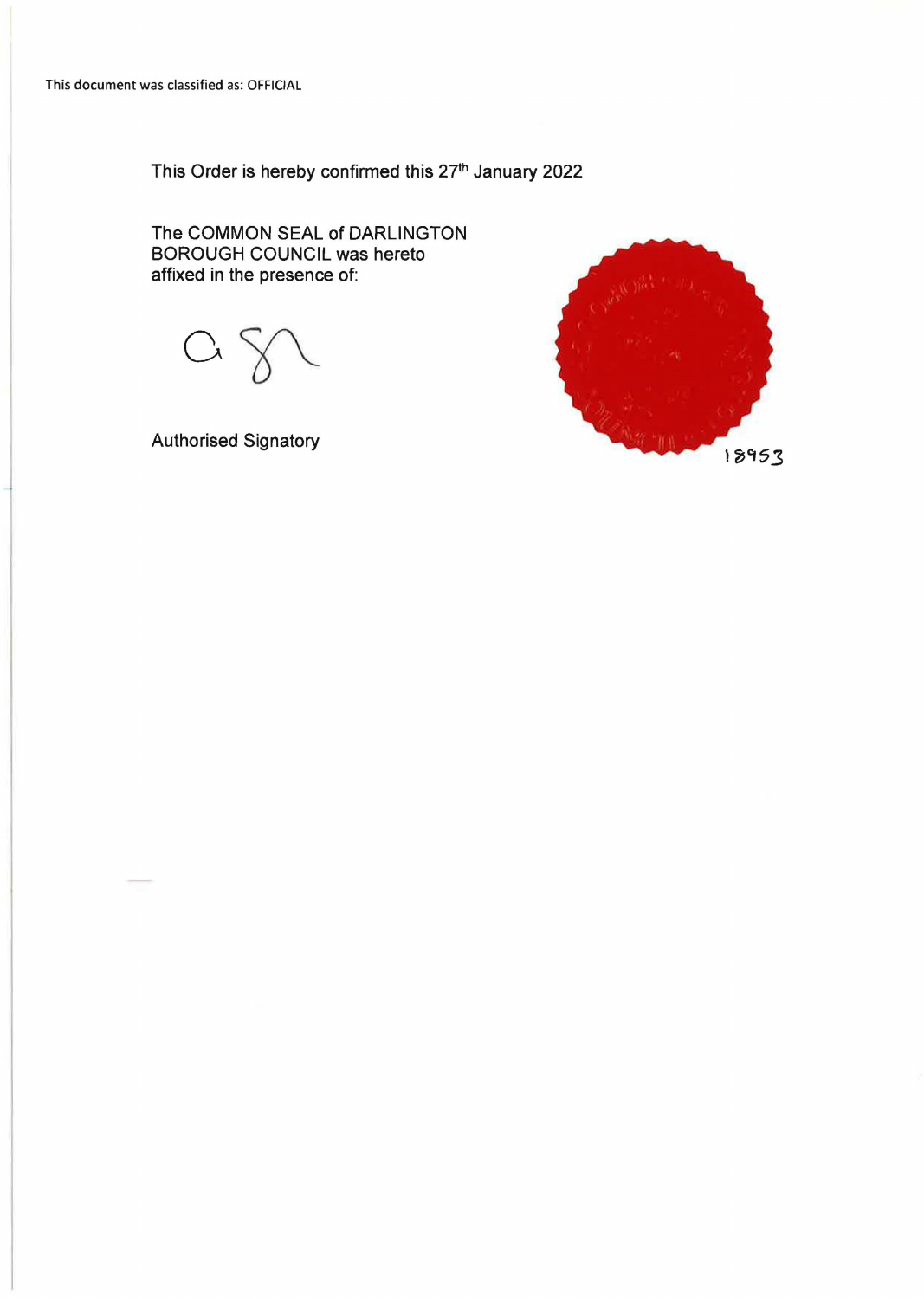This document was classified as: OFFICIAL

This Order is hereby confirmed this 27th January 2022

The COMMON SEAL of DARLINGTON BOROUGH COUNCIL was hereto affixed in the presence of:

Authorised Signatory

18953